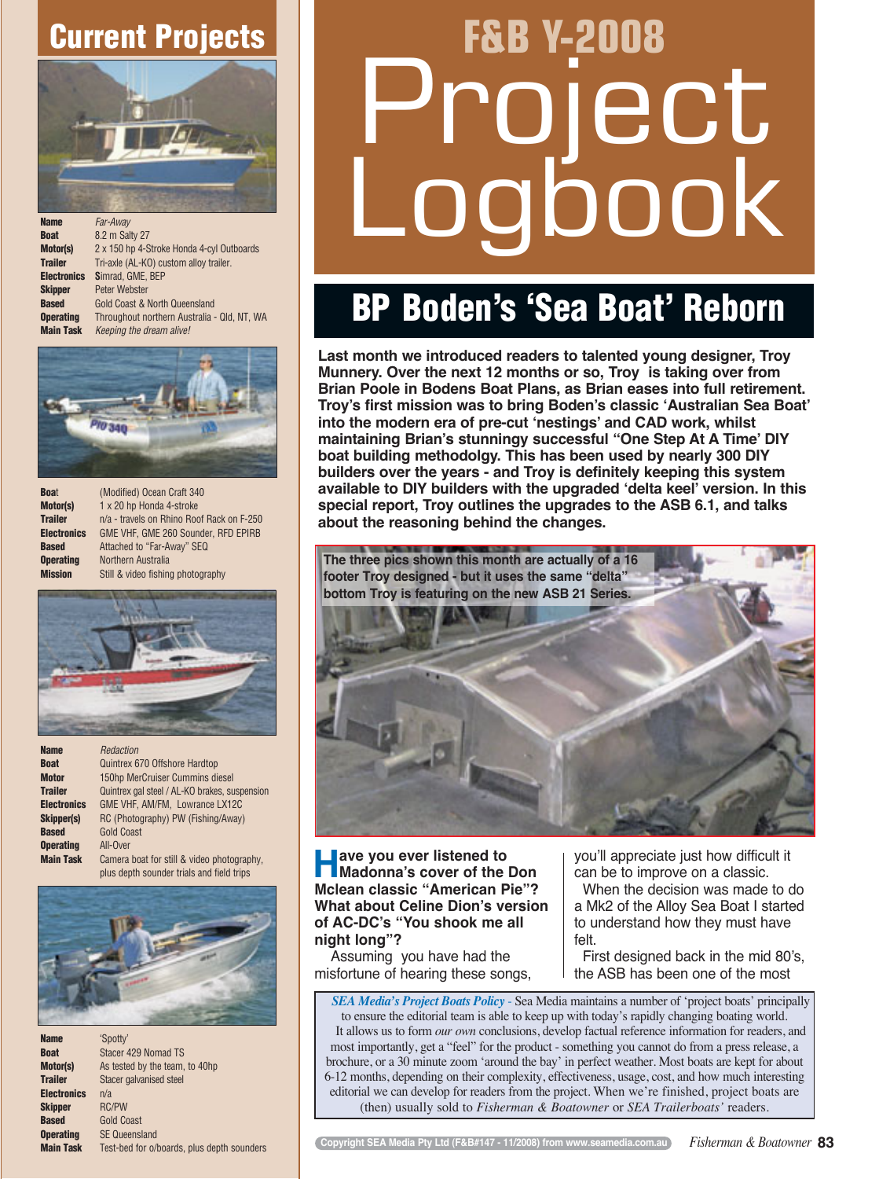## Current Projects

| | |
|---|---|
| **Name** | *Far-Away* |
| **Boat** | 8.2 m Salty 27 |
| **Motor(s)** | 2 x 150 hp 4-Stroke Honda 4-cyl Outboards |
| **Trailer** | Tri-axle (AL-KO) custom alloy trailer. |
| **Electronics** | Simrad, GME, BEP |
| **Skipper** | Peter Webster |
| **Based** | Gold Coast & North Queensland |
| **Operating** | Throughout northern Australia - Qld, NT, WA |
| **Main Task** | *Keeping the dream alive!* |

| | |
|---|---|
| **Boat** | (Modified) Ocean Craft 340 |
| **Motor(s)** | 1 x 20 hp Honda 4-stroke |
| **Trailer** | n/a - travels on Rhino Roof Rack on F-250 |
| **Electronics** | GME VHF, GME 260 Sounder, RFD EPIRB |
| **Based** | Attached to "Far-Away" SEQ |
| **Operating** | Northern Australia |
| **Mission** | Still & video fishing photography |

| | |
|---|---|
| **Name** | *Redaction* |
| **Boat** | Quintrex 670 Offshore Hardtop |
| **Motor** | 150hp MerCruiser Cummins diesel |
| **Trailer** | Quintrex gal steel / AL-KO brakes, suspension |
| **Electronics** | GME VHF, AM/FM, Lowrance LX12C |
| **Skipper(s)** | RC (Photography) PW (Fishing/Away) |
| **Based** | Gold Coast |
| **Operating** | All-Over |
| **Main Task** | Camera boat for still & video photography, plus depth sounder trials and field trips |

| | |
|---|---|
| **Name** | 'Spotty' |
| **Boat** | Stacer 429 Nomad TS |
| **Motor(s)** | As tested by the team, to 40hp |
| **Trailer** | Stacer galvanised steel |
| **Electronics** | n/a |
| **Skipper** | RC/PW |
| **Based** | Gold Coast |
| **Operating** | SE Queensland |
| **Main Task** | Test-bed for o/boards, plus depth sounders |

# F&B Y-2008 Project Logbook

## BP Boden's 'Sea Boat' Reborn

**Last month we introduced readers to talented young designer, Troy Munnery. Over the next 12 months or so, Troy is taking over from Brian Poole in Bodens Boat Plans, as Brian eases into full retirement. Troy's first mission was to bring Boden's classic 'Australian Sea Boat' into the modern era of pre-cut 'nestings' and CAD work, whilst maintaining Brian's stunningy successful "One Step At A Time' DIY boat building methodolgy. This has been used by nearly 300 DIY builders over the years - and Troy is definitely keeping this system available to DIY builders with the upgraded 'delta keel' version. In this special report, Troy outlines the upgrades to the ASB 6.1, and talks about the reasoning behind the changes.**

**The three pics shown this month are actually of a 16 footer Troy designed - but it uses the same "delta" bottom Troy is featuring on the new ASB 21 Series.**

**Have you ever listened to Madonna's cover of the Don Mclean classic "American Pie"? What about Celine Dion's version of AC-DC's "You shook me all night long"?**

Assuming you have had the misfortune of hearing these songs, you'll appreciate just how difficult it can be to improve on a classic.

When the decision was made to do a Mk2 of the Alloy Sea Boat I started to understand how they must have felt.

First designed back in the mid 80's, the ASB has been one of the most

*SEA Media's Project Boats Policy* - Sea Media maintains a number of 'project boats' principally to ensure the editorial team is able to keep up with today's rapidly changing boating world. It allows us to form *our own* conclusions, develop factual reference information for readers, and most importantly, get a "feel" for the product - something you cannot do from a press release, a brochure, or a 30 minute zoom 'around the bay' in perfect weather. Most boats are kept for about 6-12 months, depending on their complexity, effectiveness, usage, cost, and how much interesting editorial we can develop for readers from the project. When we're finished, project boats are (then) usually sold to *Fisherman & Boatowner* or *SEA Trailerboats'* readers.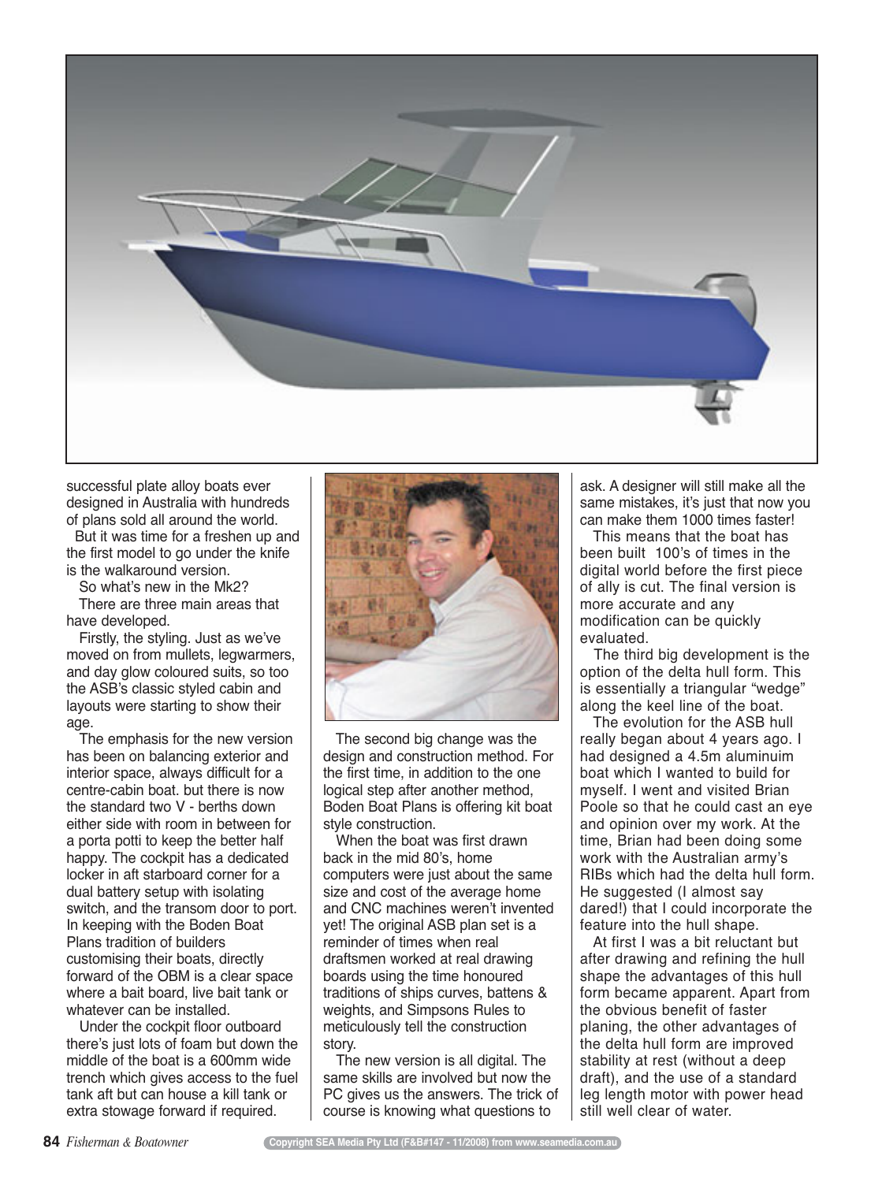successful plate alloy boats ever designed in Australia with hundreds of plans sold all around the world.

But it was time for a freshen up and the first model to go under the knife is the walkaround version.

So what's new in the Mk2?

There are three main areas that have developed.

Firstly, the styling. Just as we've moved on from mullets, legwarmers, and day glow coloured suits, so too the ASB's classic styled cabin and layouts were starting to show their age.

The emphasis for the new version has been on balancing exterior and interior space, always difficult for a centre-cabin boat. but there is now the standard two V - berths down either side with room in between for a porta potti to keep the better half happy. The cockpit has a dedicated locker in aft starboard corner for a dual battery setup with isolating switch, and the transom door to port. In keeping with the Boden Boat Plans tradition of builders customising their boats, directly forward of the OBM is a clear space where a bait board, live bait tank or whatever can be installed.

Under the cockpit floor outboard there's just lots of foam but down the middle of the boat is a 600mm wide trench which gives access to the fuel tank aft but can house a kill tank or extra stowage forward if required.

The second big change was the design and construction method. For the first time, in addition to the one logical step after another method, Boden Boat Plans is offering kit boat style construction.

When the boat was first drawn back in the mid 80's, home computers were just about the same size and cost of the average home and CNC machines weren't invented yet! The original ASB plan set is a reminder of times when real draftsmen worked at real drawing boards using the time honoured traditions of ships curves, battens & weights, and Simpsons Rules to meticulously tell the construction story.

The new version is all digital. The same skills are involved but now the PC gives us the answers. The trick of course is knowing what questions to ask. A designer will still make all the same mistakes, it's just that now you can make them 1000 times faster!

This means that the boat has been built 100's of times in the digital world before the first piece of ally is cut. The final version is more accurate and any modification can be quickly evaluated.

The third big development is the option of the delta hull form. This is essentially a triangular "wedge" along the keel line of the boat.

The evolution for the ASB hull really began about 4 years ago. I had designed a 4.5m aluminuim boat which I wanted to build for myself. I went and visited Brian Poole so that he could cast an eye and opinion over my work. At the time, Brian had been doing some work with the Australian army's RIBs which had the delta hull form. He suggested (I almost say dared!) that I could incorporate the feature into the hull shape.

At first I was a bit reluctant but after drawing and refining the hull shape the advantages of this hull form became apparent. Apart from the obvious benefit of faster planing, the other advantages of the delta hull form are improved stability at rest (without a deep draft), and the use of a standard leg length motor with power head still well clear of water.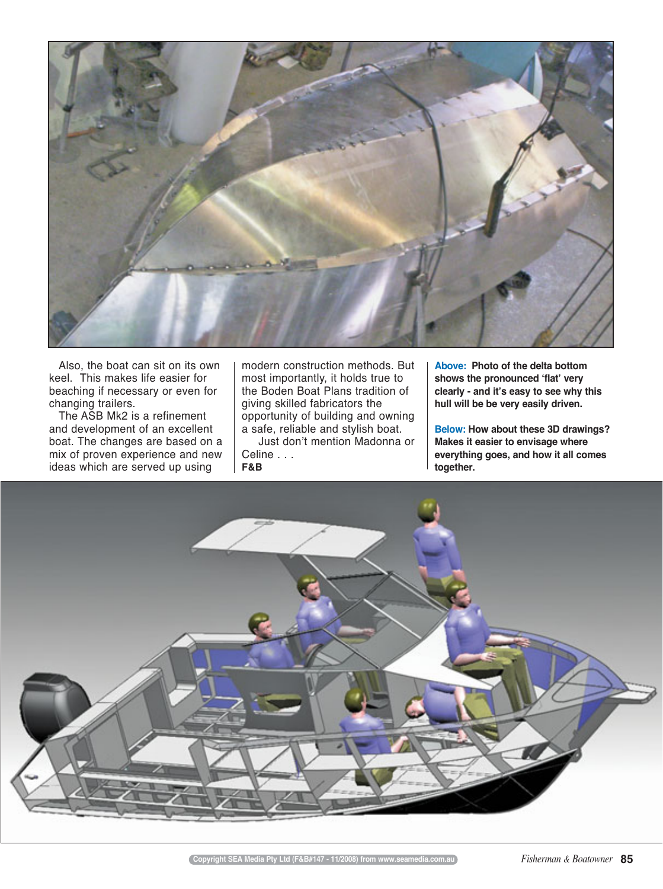Also, the boat can sit on its own keel. This makes life easier for beaching if necessary or even for changing trailers.

The ASB Mk2 is a refinement and development of an excellent boat. The changes are based on a mix of proven experience and new ideas which are served up using modern construction methods. But most importantly, it holds true to the Boden Boat Plans tradition of giving skilled fabricators the opportunity of building and owning a safe, reliable and stylish boat.

Just don't mention Madonna or Celine . . .

**F&B**

**Above: Photo of the delta bottom shows the pronounced 'flat' very clearly - and it's easy to see why this hull will be be very easily driven.**

**Below: How about these 3D drawings? Makes it easier to envisage where everything goes, and how it all comes together.**

Copyright SEA Media Pty Ltd (F&B#147 - 11/2008) from www.seamedia.com.au